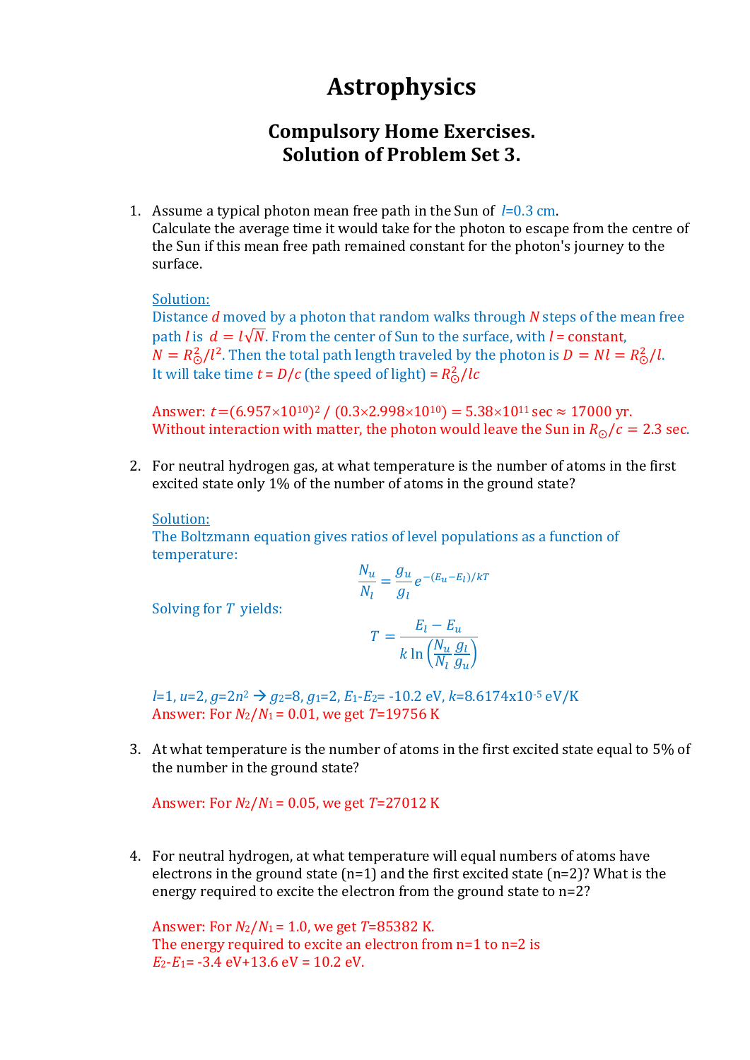# Astrophysics

## Compulsory Home Exercises.
## Solution of Problem Set 3.

1. Assume a typical photon mean free path in the Sun of $l$=0.3 cm.
   Calculate the average time it would take for the photon to escape from the centre of the Sun if this mean free path remained constant for the photon's journey to the surface.

   Solution:
   Distance $d$ moved by a photon that random walks through $N$ steps of the mean free path $l$ is $d = l\sqrt{N}$. From the center of Sun to the surface, with $l$ = constant, $N = R_\odot^2/l^2$. Then the total path length traveled by the photon is $D = Nl = R_\odot^2/l$.
   It will take time $t = D/c$ (the speed of light) = $R_\odot^2/lc$

   Answer: $t = (6.957\times10^{10})^2 / (0.3\times2.998\times10^{10}) = 5.38\times10^{11}$ sec ≈ 17000 yr.
   Without interaction with matter, the photon would leave the Sun in $R_\odot/c$ = 2.3 sec.

2. For neutral hydrogen gas, at what temperature is the number of atoms in the first excited state only 1% of the number of atoms in the ground state?

   Solution:
   The Boltzmann equation gives ratios of level populations as a function of temperature:

   $$\frac{N_u}{N_l} = \frac{g_u}{g_l} e^{-(E_u - E_l)/kT}$$

   Solving for $T$ yields:

   $$T = \frac{E_l - E_u}{k \ln\left(\frac{N_u}{N_l}\frac{g_l}{g_u}\right)}$$

   $l$=1, $u$=2, $g=2n^2$ → $g_2$=8, $g_1$=2, $E_1$-$E_2$= -10.2 eV, $k$=8.6174x10$^{-5}$ eV/K
   Answer: For $N_2/N_1$ = 0.01, we get $T$=19756 K

3. At what temperature is the number of atoms in the first excited state equal to 5% of the number in the ground state?

   Answer: For $N_2/N_1$ = 0.05, we get $T$=27012 K

4. For neutral hydrogen, at what temperature will equal numbers of atoms have electrons in the ground state (n=1) and the first excited state (n=2)? What is the energy required to excite the electron from the ground state to n=2?

   Answer: For $N_2/N_1$ = 1.0, we get $T$=85382 K.
   The energy required to excite an electron from n=1 to n=2 is
   $E_2$-$E_1$= -3.4 eV+13.6 eV = 10.2 eV.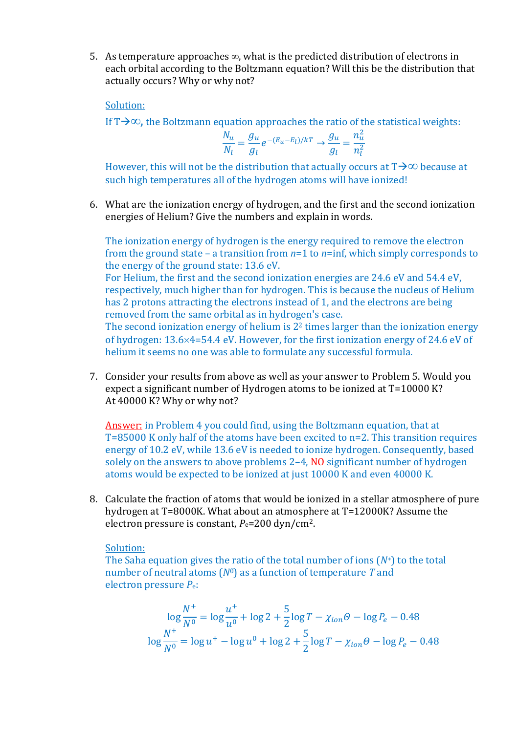5. As temperature approaches ∞, what is the predicted distribution of electrons in each orbital according to the Boltzmann equation? Will this be the distribution that actually occurs? Why or why not?

   Solution:

   If T→∞, the Boltzmann equation approaches the ratio of the statistical weights:

   $$\frac{N_u}{N_l} = \frac{g_u}{g_l} e^{-(E_u - E_l)/kT} \rightarrow \frac{g_u}{g_l} = \frac{n_u^2}{n_l^2}$$

   However, this will not be the distribution that actually occurs at T→∞ because at such high temperatures all of the hydrogen atoms will have ionized!

6. What are the ionization energy of hydrogen, and the first and the second ionization energies of Helium? Give the numbers and explain in words.

   The ionization energy of hydrogen is the energy required to remove the electron from the ground state – a transition from $n$=1 to $n$=inf, which simply corresponds to the energy of the ground state: 13.6 eV.
   For Helium, the first and the second ionization energies are 24.6 eV and 54.4 eV, respectively, much higher than for hydrogen. This is because the nucleus of Helium has 2 protons attracting the electrons instead of 1, and the electrons are being removed from the same orbital as in hydrogen's case.
   The second ionization energy of helium is $2^2$ times larger than the ionization energy of hydrogen: 13.6×4=54.4 eV. However, for the first ionization energy of 24.6 eV of helium it seems no one was able to formulate any successful formula.

7. Consider your results from above as well as your answer to Problem 5. Would you expect a significant number of Hydrogen atoms to be ionized at T=10000 K? At 40000 K? Why or why not?

   Answer: in Problem 4 you could find, using the Boltzmann equation, that at T=85000 K only half of the atoms have been excited to n=2. This transition requires energy of 10.2 eV, while 13.6 eV is needed to ionize hydrogen. Consequently, based solely on the answers to above problems 2–4, NO significant number of hydrogen atoms would be expected to be ionized at just 10000 K and even 40000 K.

8. Calculate the fraction of atoms that would be ionized in a stellar atmosphere of pure hydrogen at T=8000K. What about an atmosphere at T=12000K? Assume the electron pressure is constant, $P_e$=200 dyn/cm$^2$.

   Solution:

   The Saha equation gives the ratio of the total number of ions ($N^+$) to the total number of neutral atoms ($N^0$) as a function of temperature $T$ and electron pressure $P_e$:

   $$\log \frac{N^+}{N^0} = \log \frac{u^+}{u^0} + \log 2 + \frac{5}{2} \log T - \chi_{ion} \Theta - \log P_e - 0.48$$

   $$\log \frac{N^+}{N^0} = \log u^+ - \log u^0 + \log 2 + \frac{5}{2} \log T - \chi_{ion} \Theta - \log P_e - 0.48$$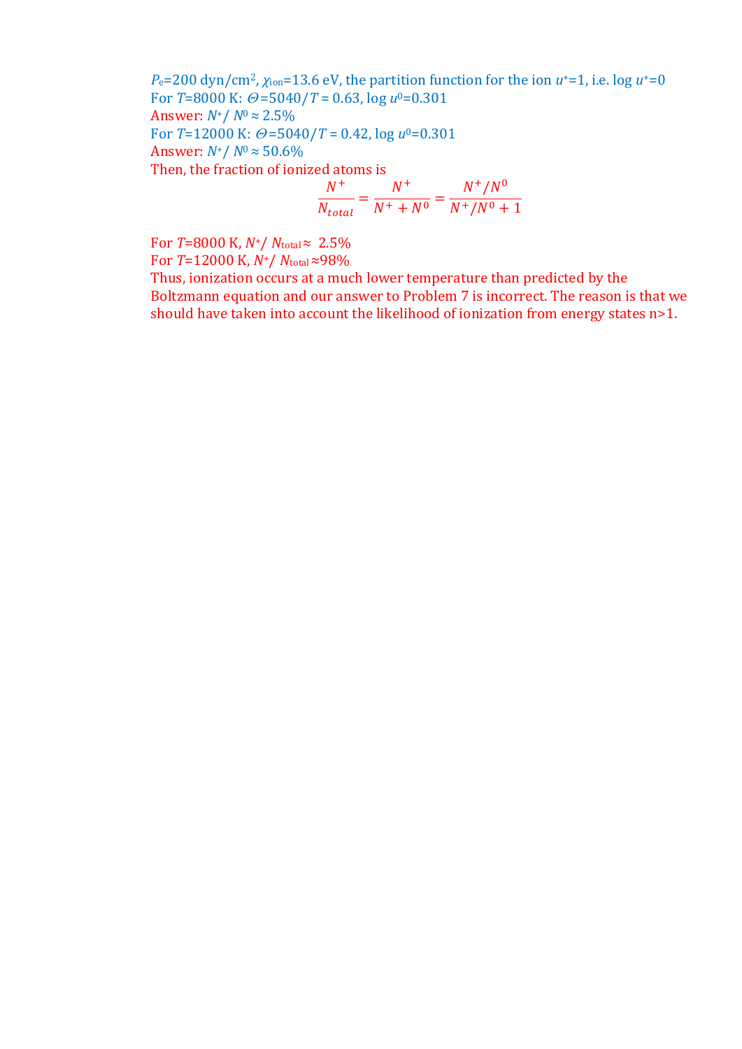$P_e$=200 dyn/cm$^2$, $\chi_{ion}$=13.6 eV, the partition function for the ion $u^+$=1, i.e. log $u^+$=0

For $T$=8000 K: $\Theta$ =5040/$T$ = 0.63, log $u^0$=0.301

Answer: $N^+/ N^0 \approx 2.5\%$

For $T$=12000 K: $\Theta$ =5040/$T$ = 0.42, log $u^0$=0.301

Answer: $N^+/ N^0 \approx 50.6\%$

Then, the fraction of ionized atoms is

$$\frac{N^+}{N_{total}} = \frac{N^+}{N^+ + N^0} = \frac{N^+/N^0}{N^+/N^0 + 1}$$

For $T$=8000 K, $N^+/ N_{total} \approx$ 2.5%

For $T$=12000 K, $N^+/ N_{total} \approx$98%

Thus, ionization occurs at a much lower temperature than predicted by the Boltzmann equation and our answer to Problem 7 is incorrect. The reason is that we should have taken into account the likelihood of ionization from energy states n>1.